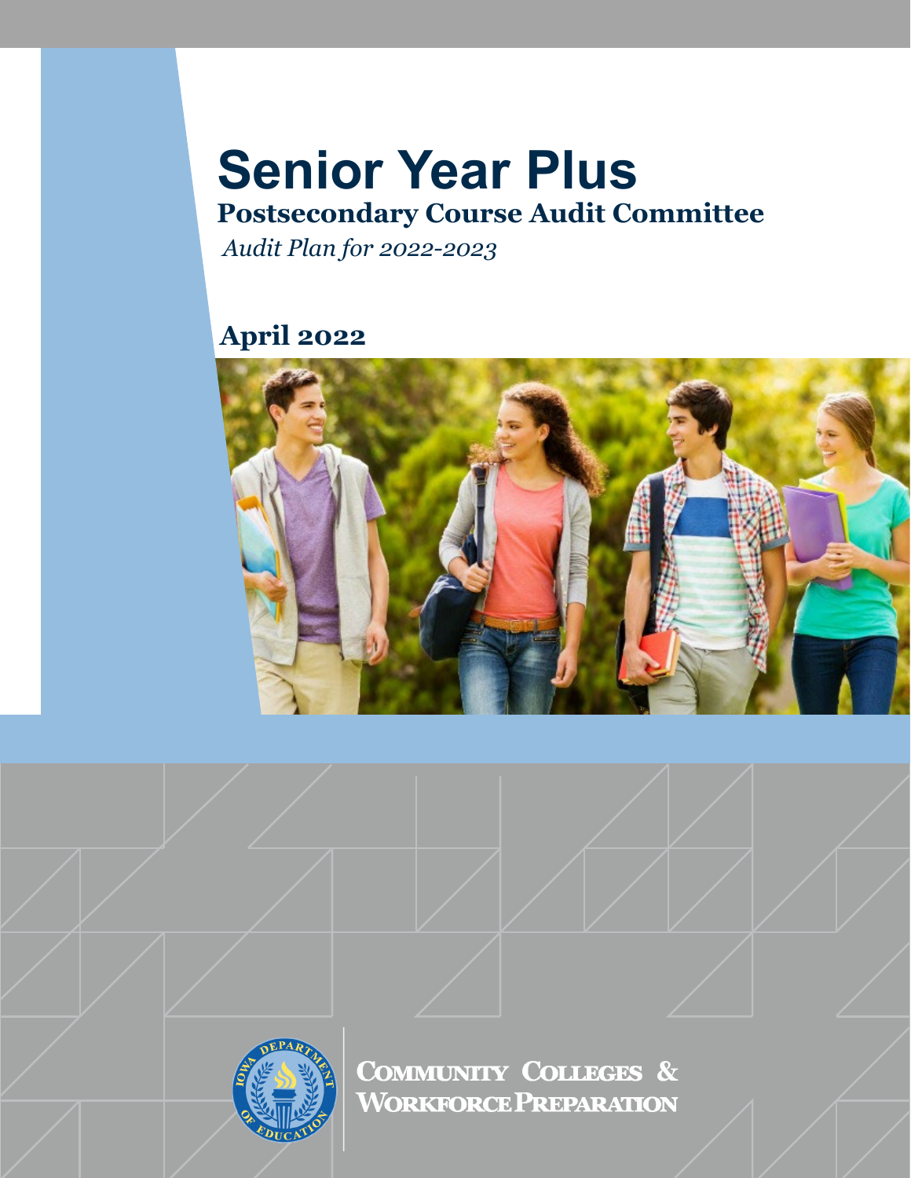# Senior Year Plus

## Postsecondary Course Audit Committee

*Audit Plan for 2022-2023*

## April 2022

COMMUNITY COLLEGES & WORKFORCE PREPARATION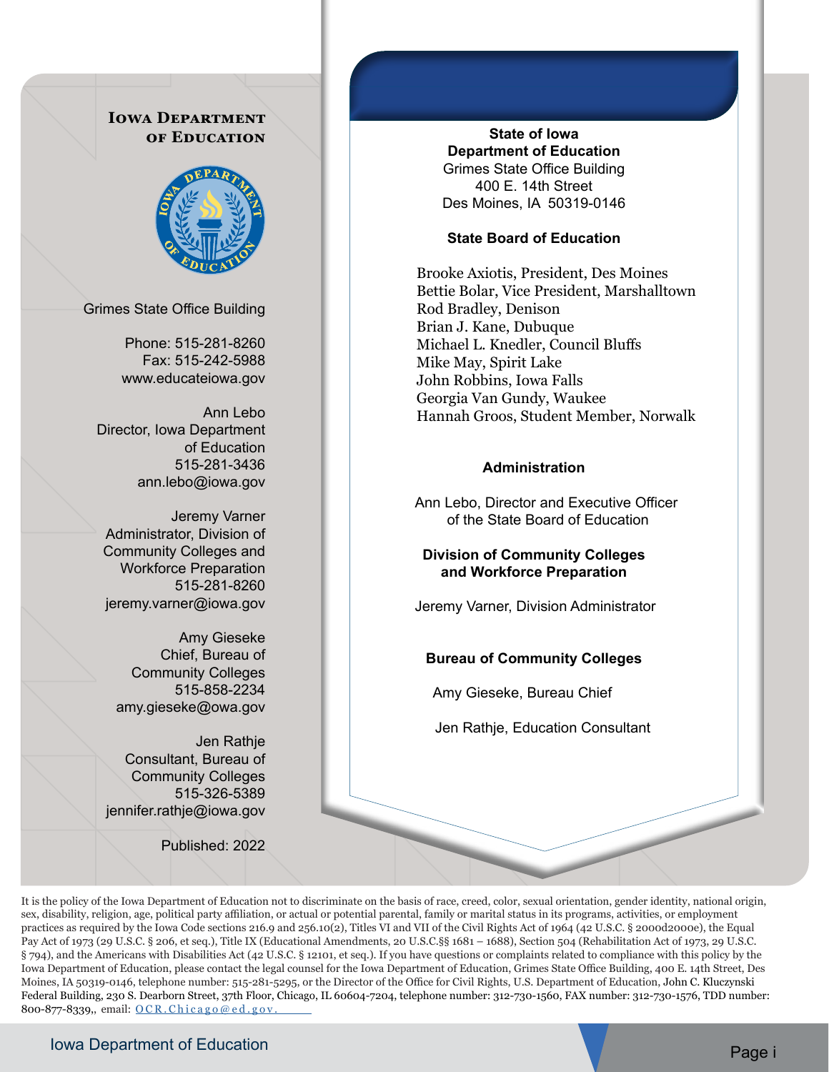**Iowa Department of Education**

Grimes State Office Building

Phone: 515-281-8260
Fax: 515-242-5988
www.educateiowa.gov

Ann Lebo
Director, Iowa Department of Education
515-281-3436
ann.lebo@iowa.gov

Jeremy Varner
Administrator, Division of Community Colleges and Workforce Preparation
515-281-8260
jeremy.varner@iowa.gov

Amy Gieseke
Chief, Bureau of Community Colleges
515-858-2234
amy.gieseke@owa.gov

Jen Rathje
Consultant, Bureau of Community Colleges
515-326-5389
jennifer.rathje@iowa.gov

Published: 2022

**State of Iowa**
**Department of Education**
Grimes State Office Building
400 E. 14th Street
Des Moines, IA 50319-0146

**State Board of Education**

Brooke Axiotis, President, Des Moines
Bettie Bolar, Vice President, Marshalltown
Rod Bradley, Denison
Brian J. Kane, Dubuque
Michael L. Knedler, Council Bluffs
Mike May, Spirit Lake
John Robbins, Iowa Falls
Georgia Van Gundy, Waukee
Hannah Groos, Student Member, Norwalk

**Administration**

Ann Lebo, Director and Executive Officer of the State Board of Education

**Division of Community Colleges and Workforce Preparation**

Jeremy Varner, Division Administrator

**Bureau of Community Colleges**

Amy Gieseke, Bureau Chief

Jen Rathje, Education Consultant

It is the policy of the Iowa Department of Education not to discriminate on the basis of race, creed, color, sexual orientation, gender identity, national origin, sex, disability, religion, age, political party affiliation, or actual or potential parental, family or marital status in its programs, activities, or employment practices as required by the Iowa Code sections 216.9 and 256.10(2), Titles VI and VII of the Civil Rights Act of 1964 (42 U.S.C. § 2000d2000e), the Equal Pay Act of 1973 (29 U.S.C. § 206, et seq.), Title IX (Educational Amendments, 20 U.S.C.§§ 1681 – 1688), Section 504 (Rehabilitation Act of 1973, 29 U.S.C. § 794), and the Americans with Disabilities Act (42 U.S.C. § 12101, et seq.). If you have questions or complaints related to compliance with this policy by the Iowa Department of Education, please contact the legal counsel for the Iowa Department of Education, Grimes State Office Building, 400 E. 14th Street, Des Moines, IA 50319-0146, telephone number: 515-281-5295, or the Director of the Office for Civil Rights, U.S. Department of Education, John C. Kluczynski Federal Building, 230 S. Dearborn Street, 37th Floor, Chicago, IL 60604-7204, telephone number: 312-730-1560, FAX number: 312-730-1576, TDD number: 800-877-8339,, email: OCR.Chicago@ed.gov.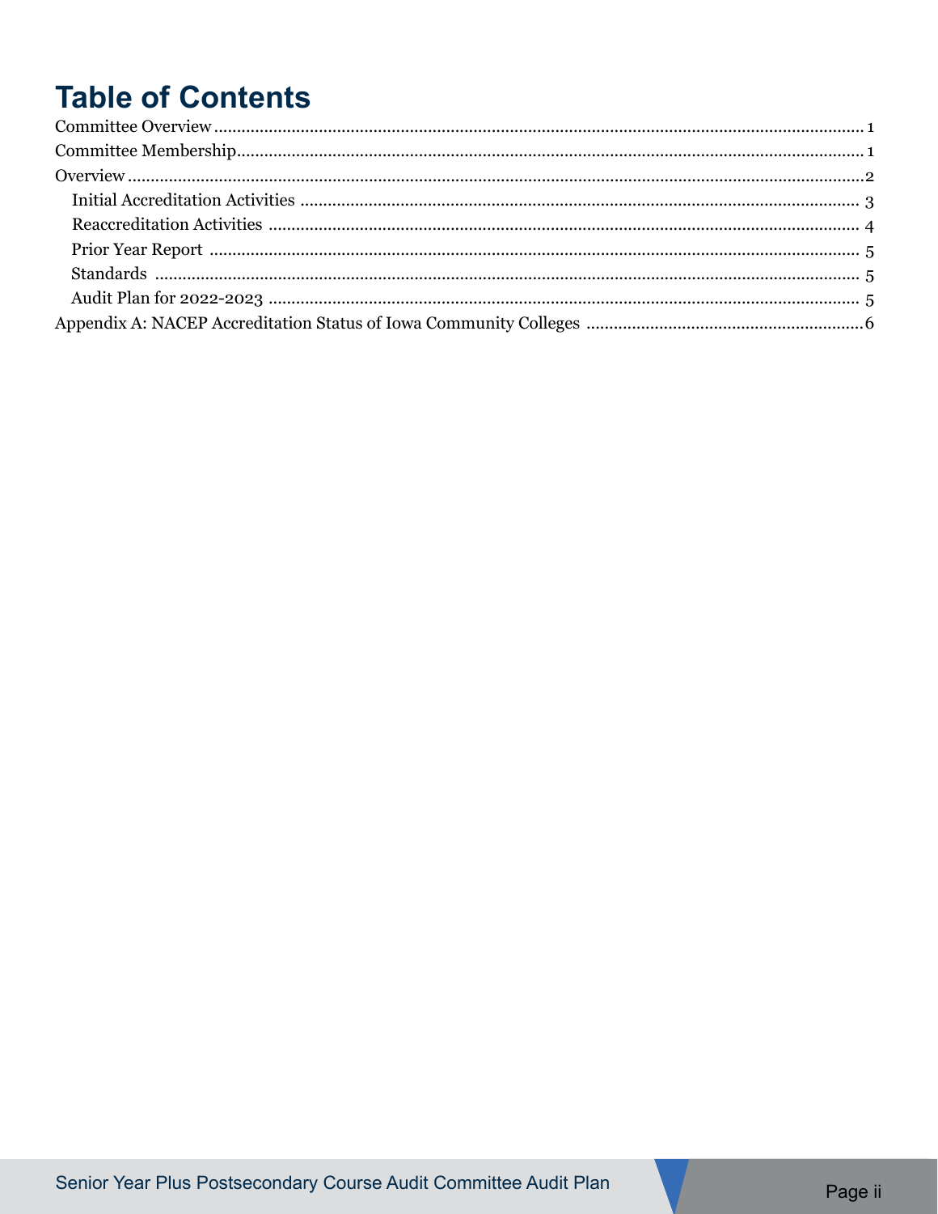# Table of Contents

Committee Overview ..... 1
Committee Membership ..... 1
Overview ..... 2
- Initial Accreditation Activities ..... 3
- Reaccreditation Activities ..... 4
- Prior Year Report ..... 5
- Standards ..... 5
- Audit Plan for 2022-2023 ..... 5

Appendix A: NACEP Accreditation Status of Iowa Community Colleges ..... 6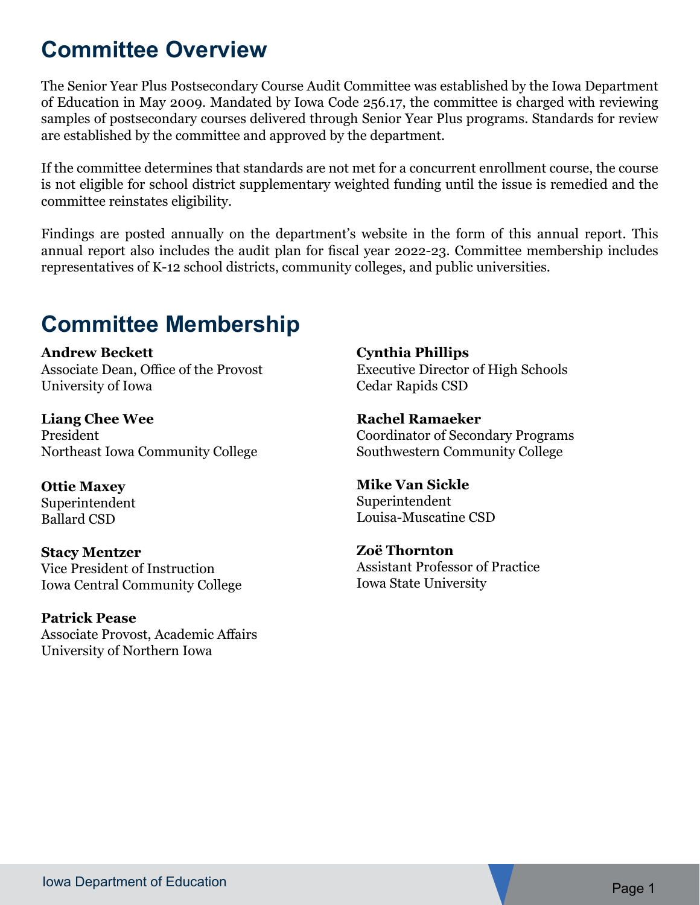# Committee Overview

The Senior Year Plus Postsecondary Course Audit Committee was established by the Iowa Department of Education in May 2009. Mandated by Iowa Code 256.17, the committee is charged with reviewing samples of postsecondary courses delivered through Senior Year Plus programs. Standards for review are established by the committee and approved by the department.

If the committee determines that standards are not met for a concurrent enrollment course, the course is not eligible for school district supplementary weighted funding until the issue is remedied and the committee reinstates eligibility.

Findings are posted annually on the department's website in the form of this annual report. This annual report also includes the audit plan for fiscal year 2022-23. Committee membership includes representatives of K-12 school districts, community colleges, and public universities.

# Committee Membership

**Andrew Beckett**
Associate Dean, Office of the Provost
University of Iowa

**Liang Chee Wee**
President
Northeast Iowa Community College

**Ottie Maxey**
Superintendent
Ballard CSD

**Stacy Mentzer**
Vice President of Instruction
Iowa Central Community College

**Patrick Pease**
Associate Provost, Academic Affairs
University of Northern Iowa

**Cynthia Phillips**
Executive Director of High Schools
Cedar Rapids CSD

**Rachel Ramaeker**
Coordinator of Secondary Programs
Southwestern Community College

**Mike Van Sickle**
Superintendent
Louisa-Muscatine CSD

**Zoë Thornton**
Assistant Professor of Practice
Iowa State University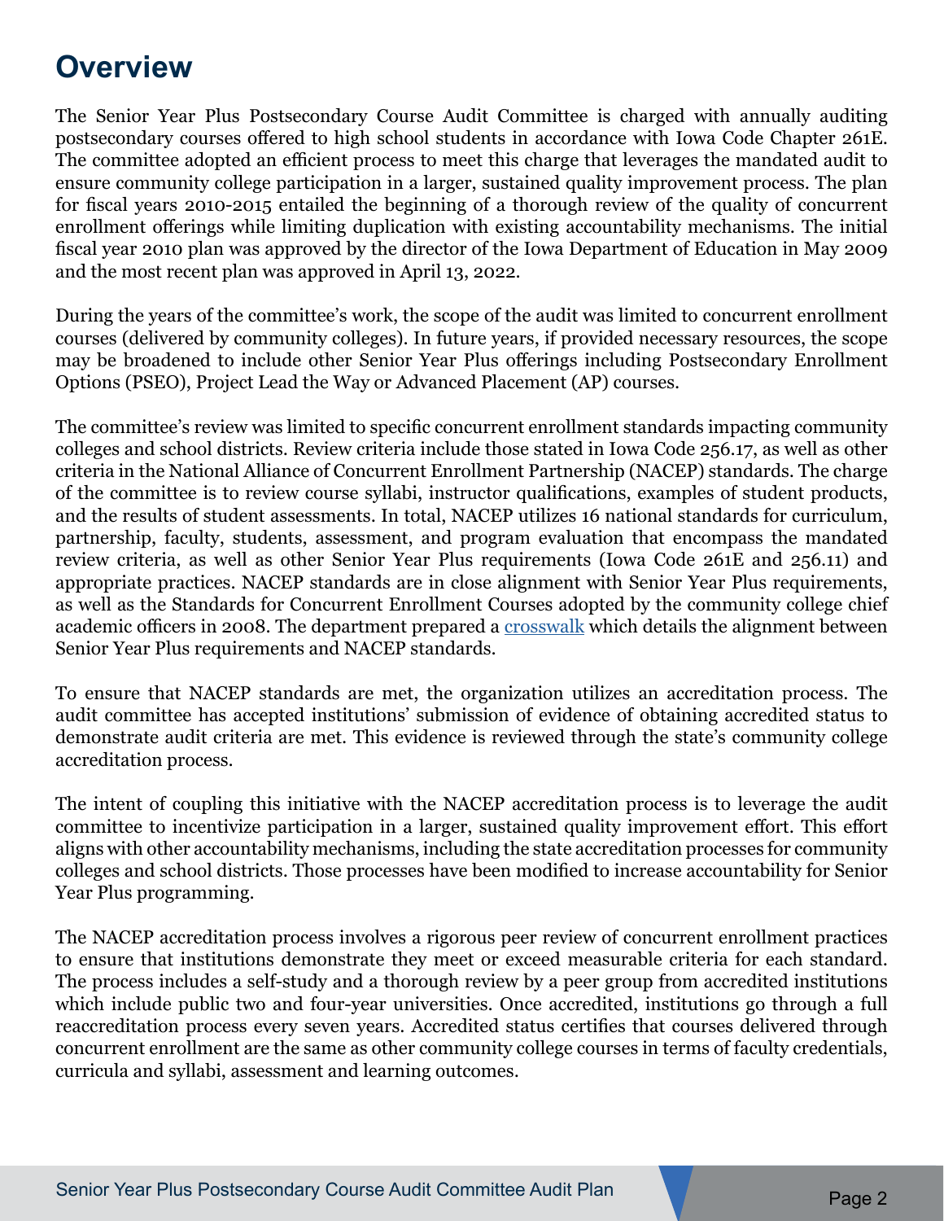# Overview

The Senior Year Plus Postsecondary Course Audit Committee is charged with annually auditing postsecondary courses offered to high school students in accordance with Iowa Code Chapter 261E. The committee adopted an efficient process to meet this charge that leverages the mandated audit to ensure community college participation in a larger, sustained quality improvement process. The plan for fiscal years 2010-2015 entailed the beginning of a thorough review of the quality of concurrent enrollment offerings while limiting duplication with existing accountability mechanisms. The initial fiscal year 2010 plan was approved by the director of the Iowa Department of Education in May 2009 and the most recent plan was approved in April 13, 2022.

During the years of the committee's work, the scope of the audit was limited to concurrent enrollment courses (delivered by community colleges). In future years, if provided necessary resources, the scope may be broadened to include other Senior Year Plus offerings including Postsecondary Enrollment Options (PSEO), Project Lead the Way or Advanced Placement (AP) courses.

The committee's review was limited to specific concurrent enrollment standards impacting community colleges and school districts. Review criteria include those stated in Iowa Code 256.17, as well as other criteria in the National Alliance of Concurrent Enrollment Partnership (NACEP) standards. The charge of the committee is to review course syllabi, instructor qualifications, examples of student products, and the results of student assessments. In total, NACEP utilizes 16 national standards for curriculum, partnership, faculty, students, assessment, and program evaluation that encompass the mandated review criteria, as well as other Senior Year Plus requirements (Iowa Code 261E and 256.11) and appropriate practices. NACEP standards are in close alignment with Senior Year Plus requirements, as well as the Standards for Concurrent Enrollment Courses adopted by the community college chief academic officers in 2008. The department prepared a crosswalk which details the alignment between Senior Year Plus requirements and NACEP standards.

To ensure that NACEP standards are met, the organization utilizes an accreditation process. The audit committee has accepted institutions' submission of evidence of obtaining accredited status to demonstrate audit criteria are met. This evidence is reviewed through the state's community college accreditation process.

The intent of coupling this initiative with the NACEP accreditation process is to leverage the audit committee to incentivize participation in a larger, sustained quality improvement effort. This effort aligns with other accountability mechanisms, including the state accreditation processes for community colleges and school districts. Those processes have been modified to increase accountability for Senior Year Plus programming.

The NACEP accreditation process involves a rigorous peer review of concurrent enrollment practices to ensure that institutions demonstrate they meet or exceed measurable criteria for each standard. The process includes a self-study and a thorough review by a peer group from accredited institutions which include public two and four-year universities. Once accredited, institutions go through a full reaccreditation process every seven years. Accredited status certifies that courses delivered through concurrent enrollment are the same as other community college courses in terms of faculty credentials, curricula and syllabi, assessment and learning outcomes.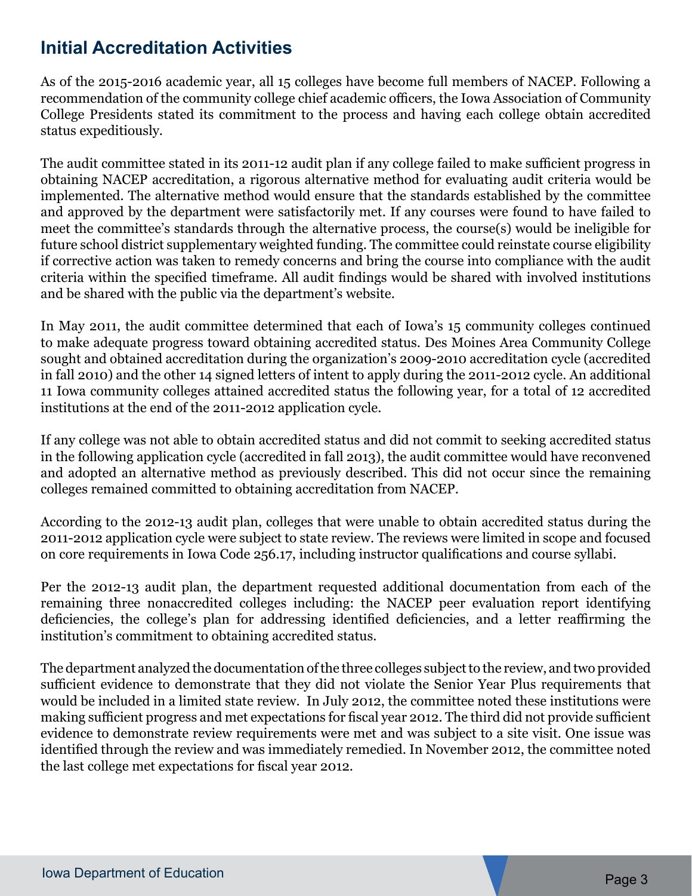## Initial Accreditation Activities

As of the 2015-2016 academic year, all 15 colleges have become full members of NACEP. Following a recommendation of the community college chief academic officers, the Iowa Association of Community College Presidents stated its commitment to the process and having each college obtain accredited status expeditiously.

The audit committee stated in its 2011-12 audit plan if any college failed to make sufficient progress in obtaining NACEP accreditation, a rigorous alternative method for evaluating audit criteria would be implemented. The alternative method would ensure that the standards established by the committee and approved by the department were satisfactorily met. If any courses were found to have failed to meet the committee's standards through the alternative process, the course(s) would be ineligible for future school district supplementary weighted funding. The committee could reinstate course eligibility if corrective action was taken to remedy concerns and bring the course into compliance with the audit criteria within the specified timeframe. All audit findings would be shared with involved institutions and be shared with the public via the department's website.

In May 2011, the audit committee determined that each of Iowa's 15 community colleges continued to make adequate progress toward obtaining accredited status. Des Moines Area Community College sought and obtained accreditation during the organization's 2009-2010 accreditation cycle (accredited in fall 2010) and the other 14 signed letters of intent to apply during the 2011-2012 cycle. An additional 11 Iowa community colleges attained accredited status the following year, for a total of 12 accredited institutions at the end of the 2011-2012 application cycle.

If any college was not able to obtain accredited status and did not commit to seeking accredited status in the following application cycle (accredited in fall 2013), the audit committee would have reconvened and adopted an alternative method as previously described. This did not occur since the remaining colleges remained committed to obtaining accreditation from NACEP.

According to the 2012-13 audit plan, colleges that were unable to obtain accredited status during the 2011-2012 application cycle were subject to state review. The reviews were limited in scope and focused on core requirements in Iowa Code 256.17, including instructor qualifications and course syllabi.

Per the 2012-13 audit plan, the department requested additional documentation from each of the remaining three nonaccredited colleges including: the NACEP peer evaluation report identifying deficiencies, the college's plan for addressing identified deficiencies, and a letter reaffirming the institution's commitment to obtaining accredited status.

The department analyzed the documentation of the three colleges subject to the review, and two provided sufficient evidence to demonstrate that they did not violate the Senior Year Plus requirements that would be included in a limited state review. In July 2012, the committee noted these institutions were making sufficient progress and met expectations for fiscal year 2012. The third did not provide sufficient evidence to demonstrate review requirements were met and was subject to a site visit. One issue was identified through the review and was immediately remedied. In November 2012, the committee noted the last college met expectations for fiscal year 2012.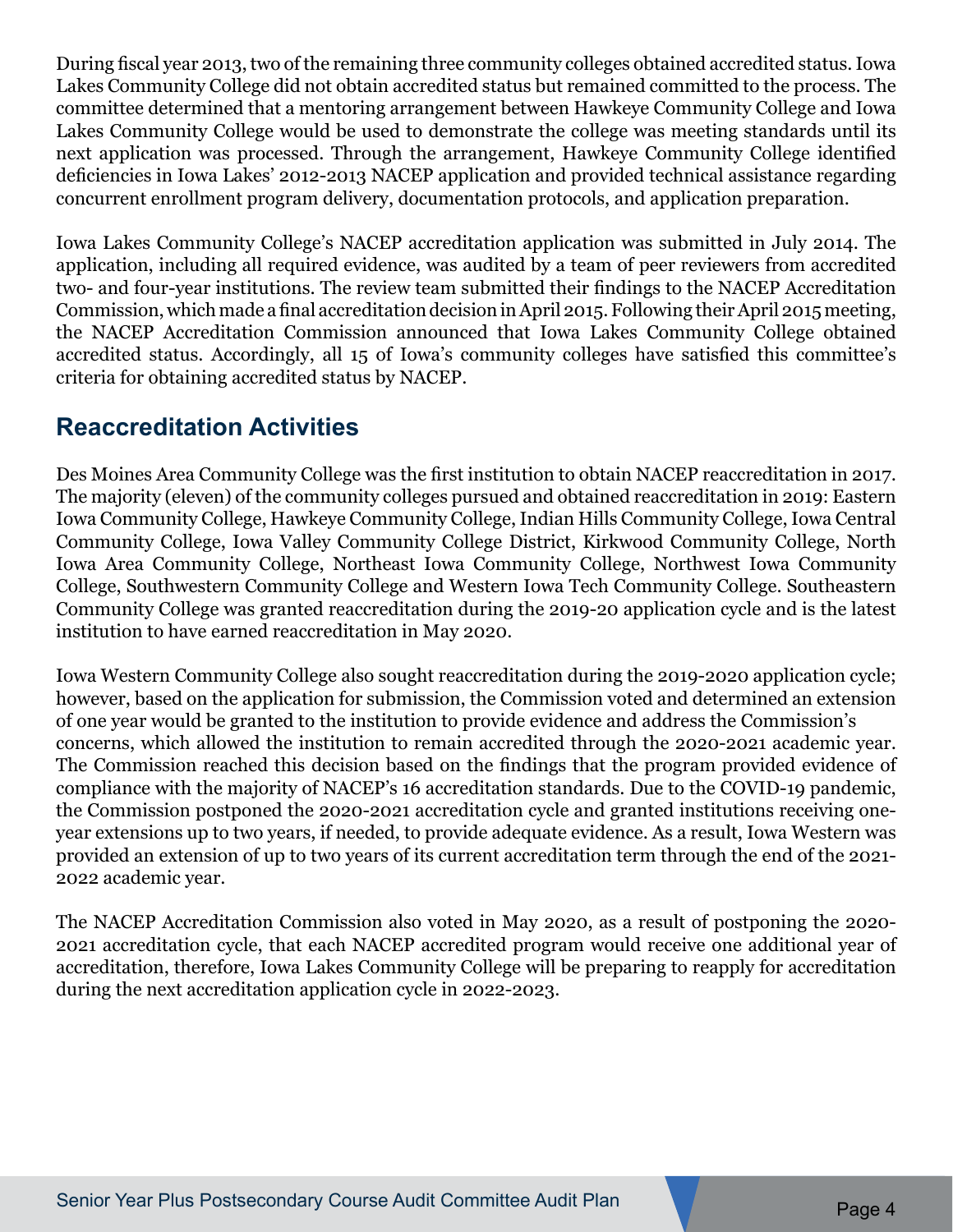During fiscal year 2013, two of the remaining three community colleges obtained accredited status. Iowa Lakes Community College did not obtain accredited status but remained committed to the process. The committee determined that a mentoring arrangement between Hawkeye Community College and Iowa Lakes Community College would be used to demonstrate the college was meeting standards until its next application was processed. Through the arrangement, Hawkeye Community College identified deficiencies in Iowa Lakes' 2012-2013 NACEP application and provided technical assistance regarding concurrent enrollment program delivery, documentation protocols, and application preparation.

Iowa Lakes Community College's NACEP accreditation application was submitted in July 2014. The application, including all required evidence, was audited by a team of peer reviewers from accredited two- and four-year institutions. The review team submitted their findings to the NACEP Accreditation Commission, which made a final accreditation decision in April 2015. Following their April 2015 meeting, the NACEP Accreditation Commission announced that Iowa Lakes Community College obtained accredited status. Accordingly, all 15 of Iowa's community colleges have satisfied this committee's criteria for obtaining accredited status by NACEP.

## Reaccreditation Activities

Des Moines Area Community College was the first institution to obtain NACEP reaccreditation in 2017. The majority (eleven) of the community colleges pursued and obtained reaccreditation in 2019: Eastern Iowa Community College, Hawkeye Community College, Indian Hills Community College, Iowa Central Community College, Iowa Valley Community College District, Kirkwood Community College, North Iowa Area Community College, Northeast Iowa Community College, Northwest Iowa Community College, Southwestern Community College and Western Iowa Tech Community College. Southeastern Community College was granted reaccreditation during the 2019-20 application cycle and is the latest institution to have earned reaccreditation in May 2020.

Iowa Western Community College also sought reaccreditation during the 2019-2020 application cycle; however, based on the application for submission, the Commission voted and determined an extension of one year would be granted to the institution to provide evidence and address the Commission's concerns, which allowed the institution to remain accredited through the 2020-2021 academic year. The Commission reached this decision based on the findings that the program provided evidence of compliance with the majority of NACEP's 16 accreditation standards. Due to the COVID-19 pandemic, the Commission postponed the 2020-2021 accreditation cycle and granted institutions receiving one-year extensions up to two years, if needed, to provide adequate evidence. As a result, Iowa Western was provided an extension of up to two years of its current accreditation term through the end of the 2021-2022 academic year.

The NACEP Accreditation Commission also voted in May 2020, as a result of postponing the 2020-2021 accreditation cycle, that each NACEP accredited program would receive one additional year of accreditation, therefore, Iowa Lakes Community College will be preparing to reapply for accreditation during the next accreditation application cycle in 2022-2023.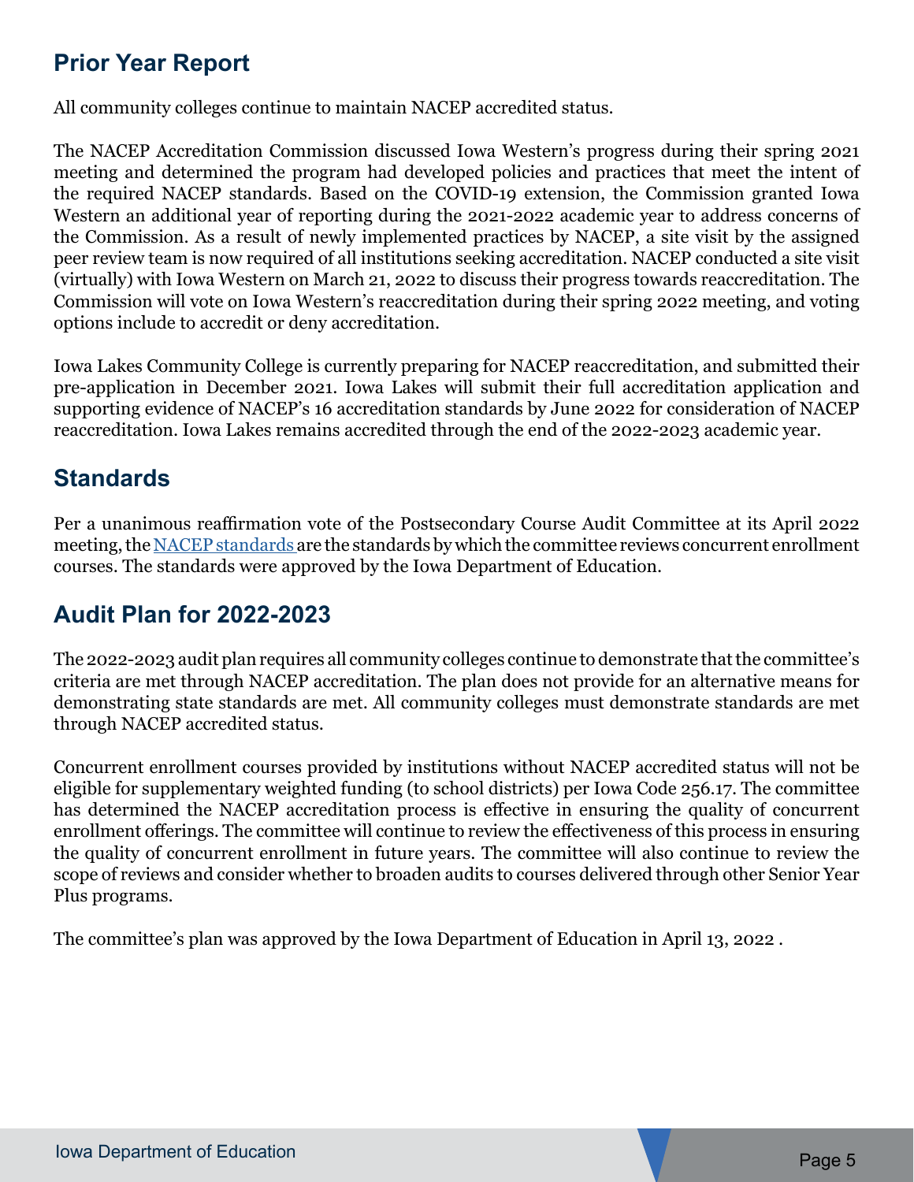## Prior Year Report

All community colleges continue to maintain NACEP accredited status.

The NACEP Accreditation Commission discussed Iowa Western's progress during their spring 2021 meeting and determined the program had developed policies and practices that meet the intent of the required NACEP standards. Based on the COVID-19 extension, the Commission granted Iowa Western an additional year of reporting during the 2021-2022 academic year to address concerns of the Commission. As a result of newly implemented practices by NACEP, a site visit by the assigned peer review team is now required of all institutions seeking accreditation. NACEP conducted a site visit (virtually) with Iowa Western on March 21, 2022 to discuss their progress towards reaccreditation. The Commission will vote on Iowa Western's reaccreditation during their spring 2022 meeting, and voting options include to accredit or deny accreditation.

Iowa Lakes Community College is currently preparing for NACEP reaccreditation, and submitted their pre-application in December 2021. Iowa Lakes will submit their full accreditation application and supporting evidence of NACEP's 16 accreditation standards by June 2022 for consideration of NACEP reaccreditation. Iowa Lakes remains accredited through the end of the 2022-2023 academic year.

## Standards

Per a unanimous reaffirmation vote of the Postsecondary Course Audit Committee at its April 2022 meeting, the NACEP standards are the standards by which the committee reviews concurrent enrollment courses. The standards were approved by the Iowa Department of Education.

## Audit Plan for 2022-2023

The 2022-2023 audit plan requires all community colleges continue to demonstrate that the committee's criteria are met through NACEP accreditation. The plan does not provide for an alternative means for demonstrating state standards are met. All community colleges must demonstrate standards are met through NACEP accredited status.

Concurrent enrollment courses provided by institutions without NACEP accredited status will not be eligible for supplementary weighted funding (to school districts) per Iowa Code 256.17. The committee has determined the NACEP accreditation process is effective in ensuring the quality of concurrent enrollment offerings. The committee will continue to review the effectiveness of this process in ensuring the quality of concurrent enrollment in future years. The committee will also continue to review the scope of reviews and consider whether to broaden audits to courses delivered through other Senior Year Plus programs.

The committee's plan was approved by the Iowa Department of Education in April 13, 2022 .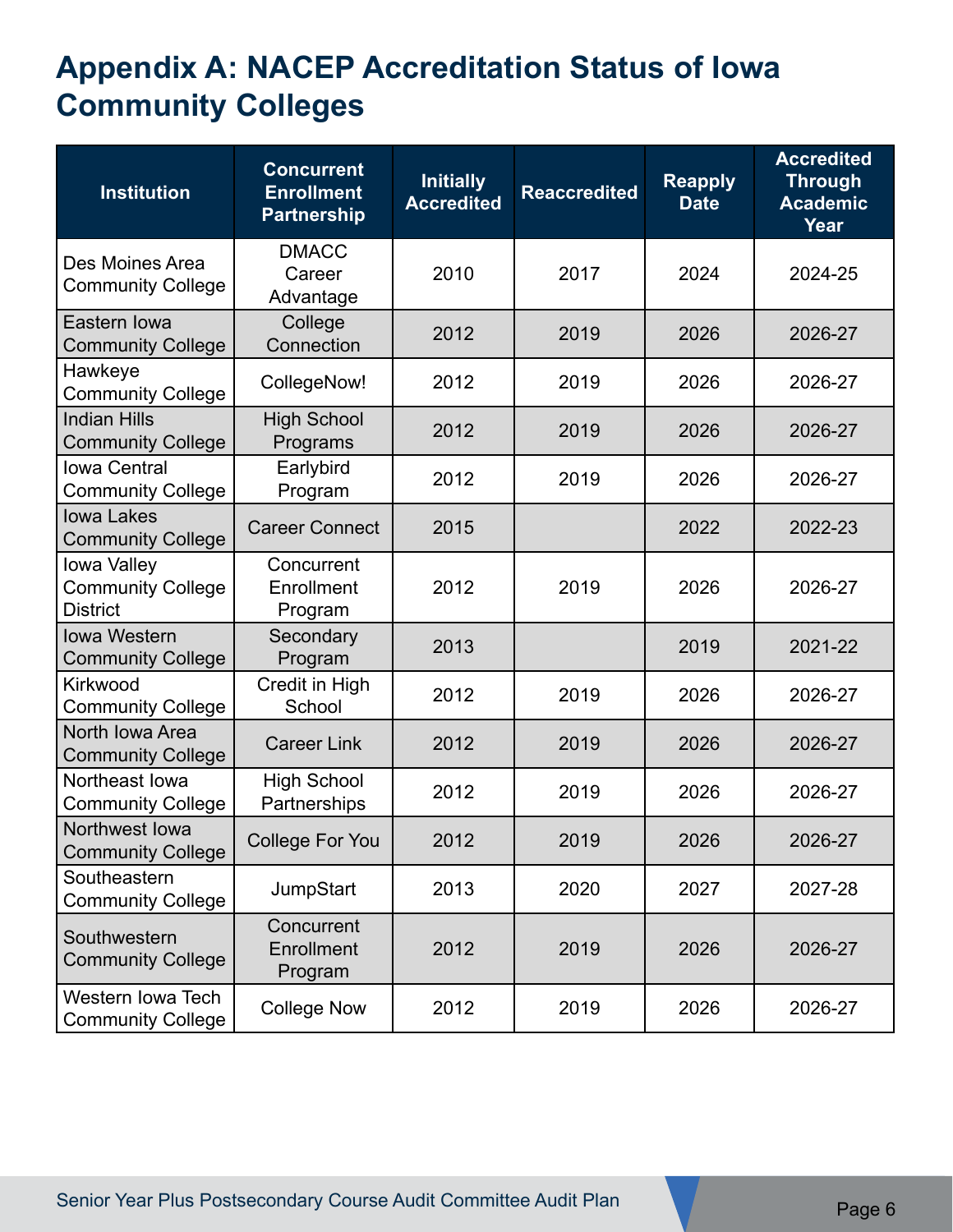# Appendix A: NACEP Accreditation Status of Iowa Community Colleges

| Institution | Concurrent Enrollment Partnership | Initially Accredited | Reaccredited | Reapply Date | Accredited Through Academic Year |
|---|---|---|---|---|---|
| Des Moines Area Community College | DMACC Career Advantage | 2010 | 2017 | 2024 | 2024-25 |
| Eastern Iowa Community College | College Connection | 2012 | 2019 | 2026 | 2026-27 |
| Hawkeye Community College | CollegeNow! | 2012 | 2019 | 2026 | 2026-27 |
| Indian Hills Community College | High School Programs | 2012 | 2019 | 2026 | 2026-27 |
| Iowa Central Community College | Earlybird Program | 2012 | 2019 | 2026 | 2026-27 |
| Iowa Lakes Community College | Career Connect | 2015 | | 2022 | 2022-23 |
| Iowa Valley Community College District | Concurrent Enrollment Program | 2012 | 2019 | 2026 | 2026-27 |
| Iowa Western Community College | Secondary Program | 2013 | | 2019 | 2021-22 |
| Kirkwood Community College | Credit in High School | 2012 | 2019 | 2026 | 2026-27 |
| North Iowa Area Community College | Career Link | 2012 | 2019 | 2026 | 2026-27 |
| Northeast Iowa Community College | High School Partnerships | 2012 | 2019 | 2026 | 2026-27 |
| Northwest Iowa Community College | College For You | 2012 | 2019 | 2026 | 2026-27 |
| Southeastern Community College | JumpStart | 2013 | 2020 | 2027 | 2027-28 |
| Southwestern Community College | Concurrent Enrollment Program | 2012 | 2019 | 2026 | 2026-27 |
| Western Iowa Tech Community College | College Now | 2012 | 2019 | 2026 | 2026-27 |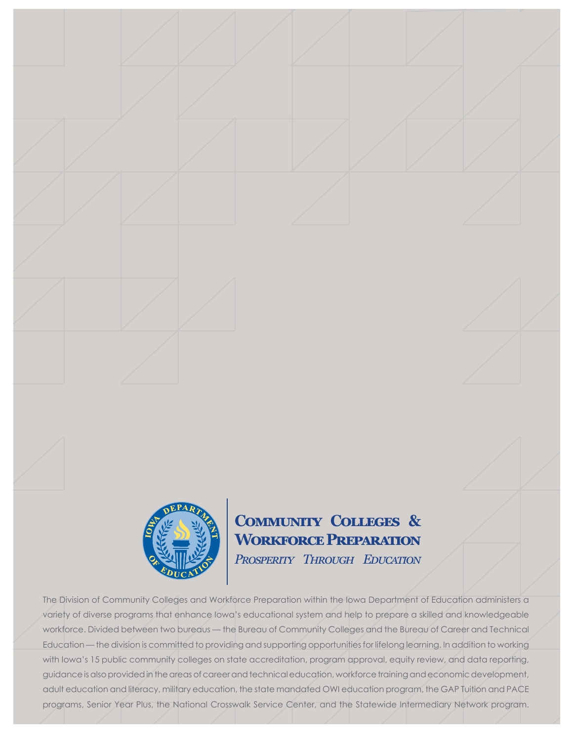**COMMUNITY COLLEGES & WORKFORCE PREPARATION**

*PROSPERITY THROUGH EDUCATION*

The Division of Community Colleges and Workforce Preparation within the Iowa Department of Education administers a variety of diverse programs that enhance Iowa's educational system and help to prepare a skilled and knowledgeable workforce. Divided between two bureaus — the Bureau of Community Colleges and the Bureau of Career and Technical Education — the division is committed to providing and supporting opportunities for lifelong learning. In addition to working with Iowa's 15 public community colleges on state accreditation, program approval, equity review, and data reporting, guidance is also provided in the areas of career and technical education, workforce training and economic development, adult education and literacy, military education, the state mandated OWI education program, the GAP Tuition and PACE programs, Senior Year Plus, the National Crosswalk Service Center, and the Statewide Intermediary Network program.